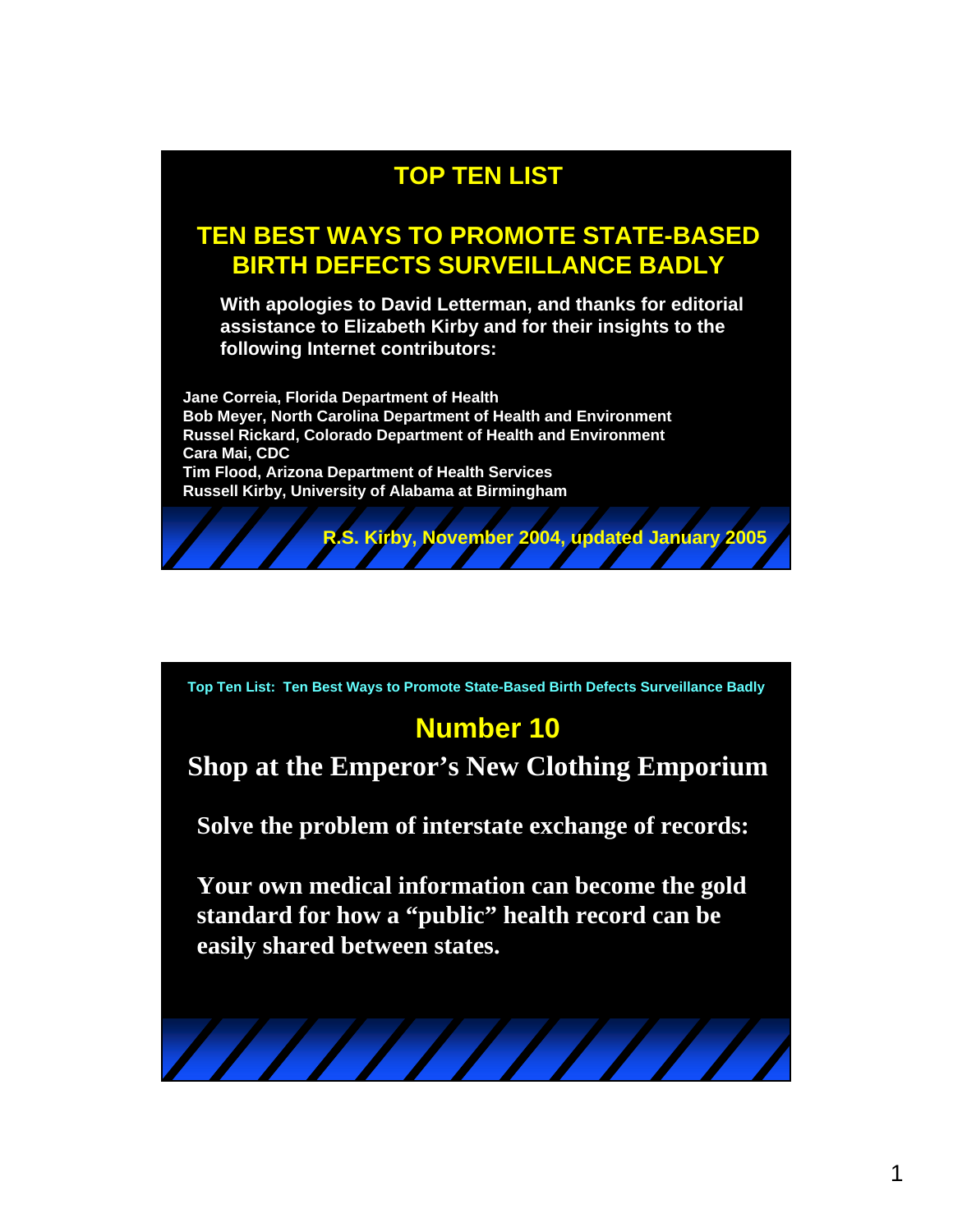# TOP TEN LIST

## TEN BEST WAYS TO PROMOTE STATE-BASED BIRTH DEFECTS SURVEILLANCE BADLY

**With apologies to David Letterman, and thanks for editorial assistance to Elizabeth Kirby and for their insights to the following Internet contributors:**

**Jane Correia, Florida Department of Health**
**Bob Meyer, North Carolina Department of Health and Environment**
**Russel Rickard, Colorado Department of Health and Environment**
**Cara Mai, CDC**
**Tim Flood, Arizona Department of Health Services**
**Russell Kirby, University of Alabama at Birmingham**

**R.S. Kirby, November 2004, updated January 2005**

---

Top Ten List: Ten Best Ways to Promote State-Based Birth Defects Surveillance Badly

## Number 10

### Shop at the Emperor's New Clothing Emporium

**Solve the problem of interstate exchange of records:**

**Your own medical information can become the gold standard for how a "public" health record can be easily shared between states.**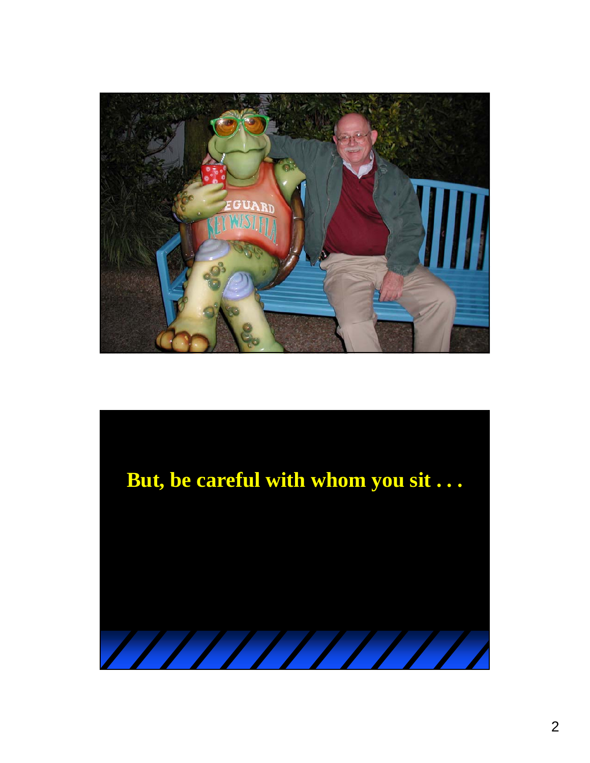But, be careful with whom you sit . . .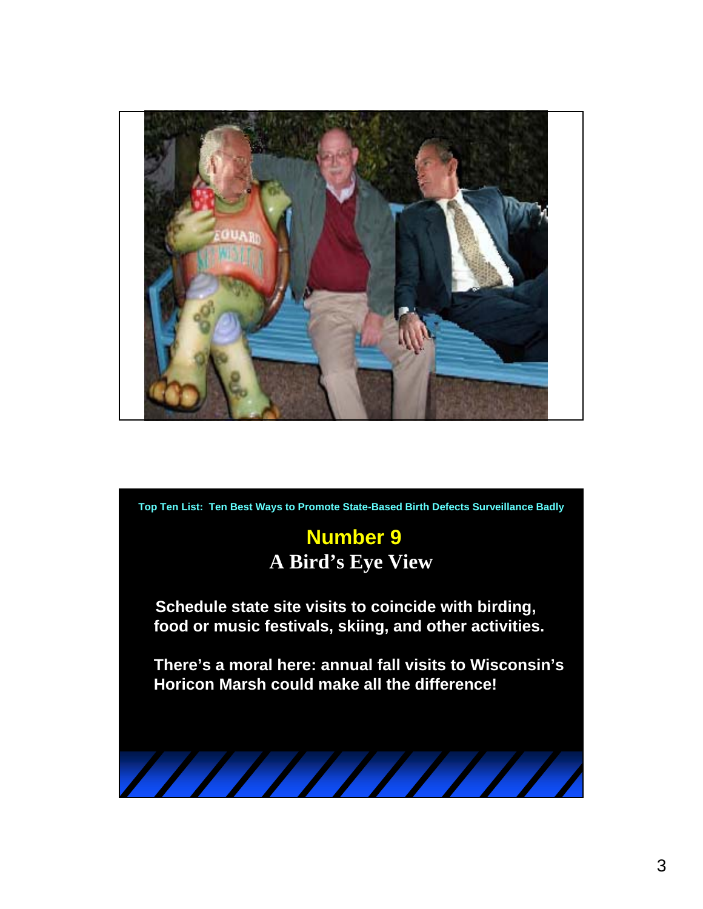Top Ten List: Ten Best Ways to Promote State-Based Birth Defects Surveillance Badly

## Number 9
## A Bird's Eye View

Schedule state site visits to coincide with birding, food or music festivals, skiing, and other activities.

There's a moral here: annual fall visits to Wisconsin's Horicon Marsh could make all the difference!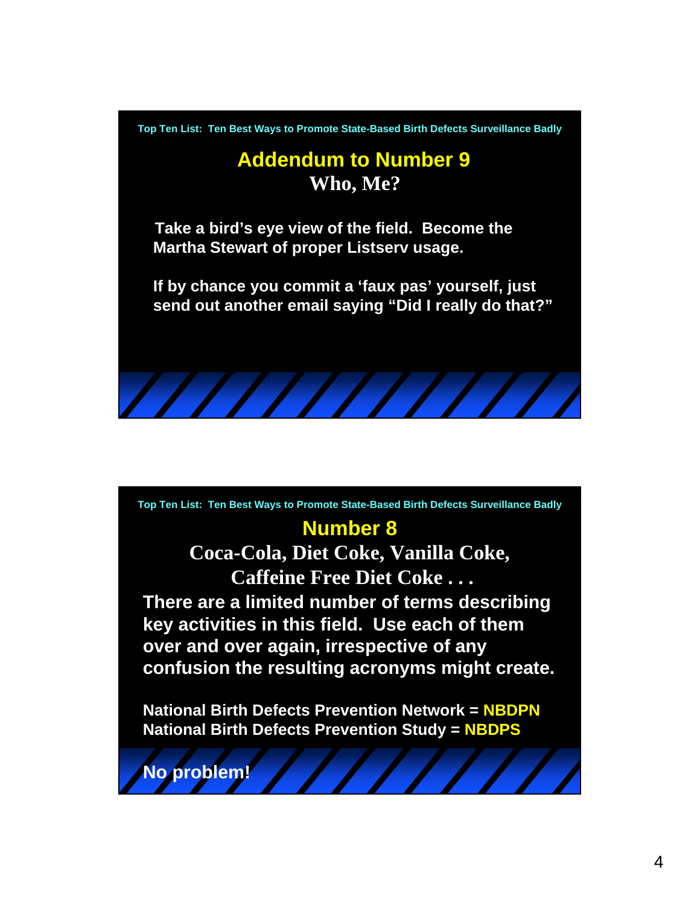Top Ten List: Ten Best Ways to Promote State-Based Birth Defects Surveillance Badly

## Addendum to Number 9

### Who, Me?

Take a bird's eye view of the field. Become the Martha Stewart of proper Listserv usage.

If by chance you commit a 'faux pas' yourself, just send out another email saying "Did I really do that?"

Top Ten List: Ten Best Ways to Promote State-Based Birth Defects Surveillance Badly

## Number 8

### Coca-Cola, Diet Coke, Vanilla Coke, Caffeine Free Diet Coke . . .

There are a limited number of terms describing key activities in this field. Use each of them over and over again, irrespective of any confusion the resulting acronyms might create.

National Birth Defects Prevention Network = NBDPN
National Birth Defects Prevention Study = NBDPS

No problem!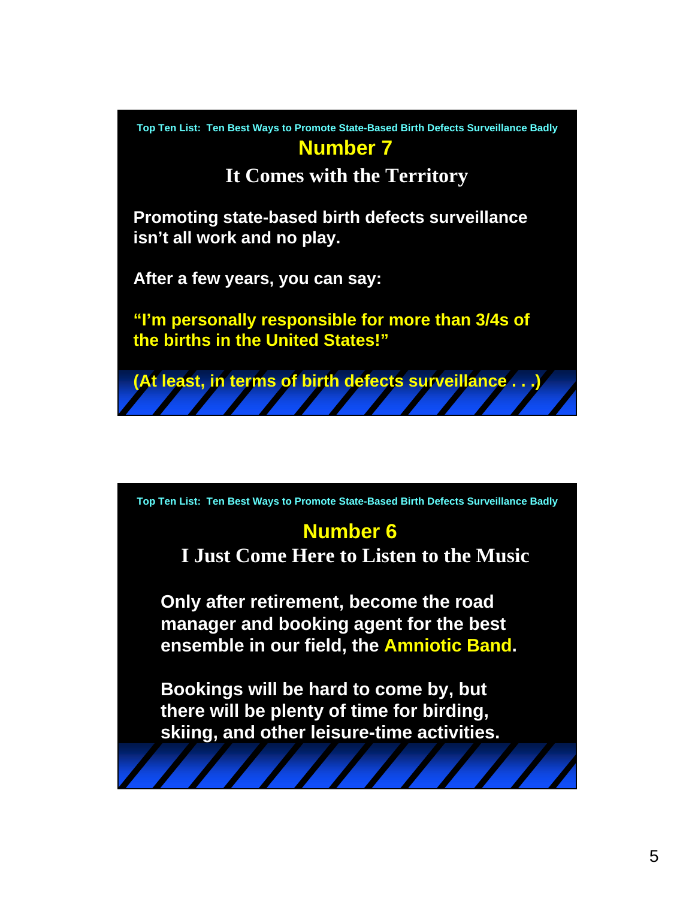Top Ten List: Ten Best Ways to Promote State-Based Birth Defects Surveillance Badly

## Number 7

### It Comes with the Territory

**Promoting state-based birth defects surveillance isn't all work and no play.**

**After a few years, you can say:**

**"I'm personally responsible for more than 3/4s of the births in the United States!"**

**(At least, in terms of birth defects surveillance . . .)**

Top Ten List: Ten Best Ways to Promote State-Based Birth Defects Surveillance Badly

## Number 6

### I Just Come Here to Listen to the Music

**Only after retirement, become the road manager and booking agent for the best ensemble in our field, the Amniotic Band.**

**Bookings will be hard to come by, but there will be plenty of time for birding, skiing, and other leisure-time activities.**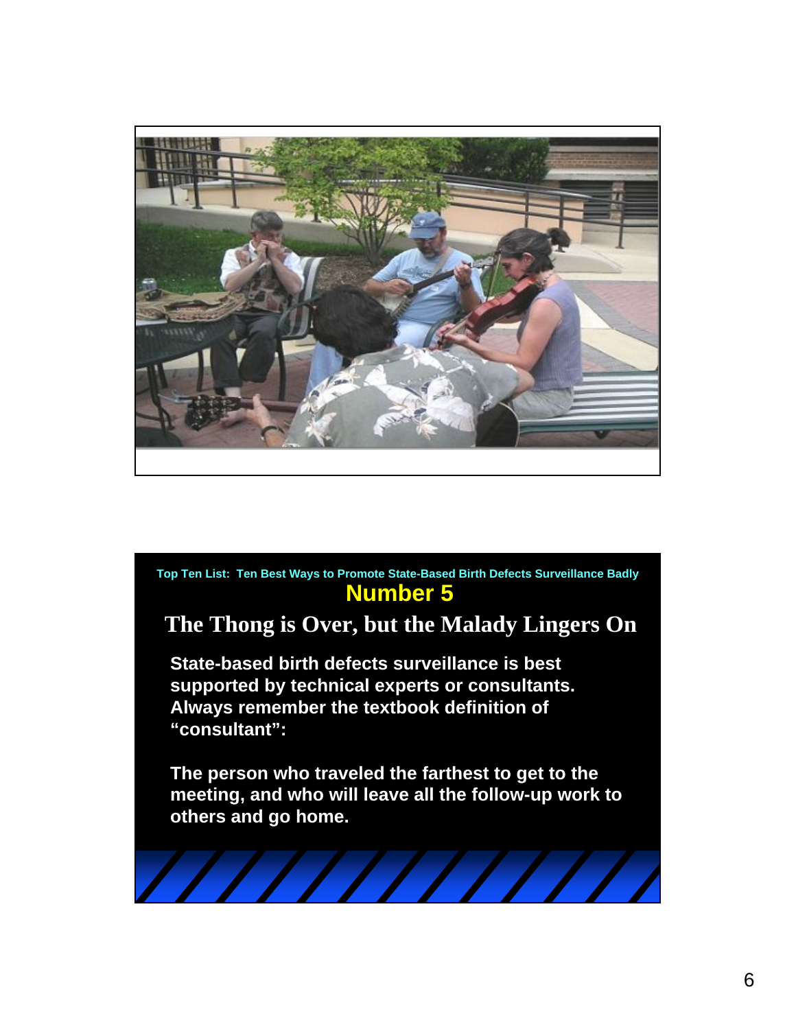Top Ten List: Ten Best Ways to Promote State-Based Birth Defects Surveillance Badly

## Number 5

# The Thong is Over, but the Malady Lingers On

**State-based birth defects surveillance is best supported by technical experts or consultants. Always remember the textbook definition of "consultant":**

**The person who traveled the farthest to get to the meeting, and who will leave all the follow-up work to others and go home.**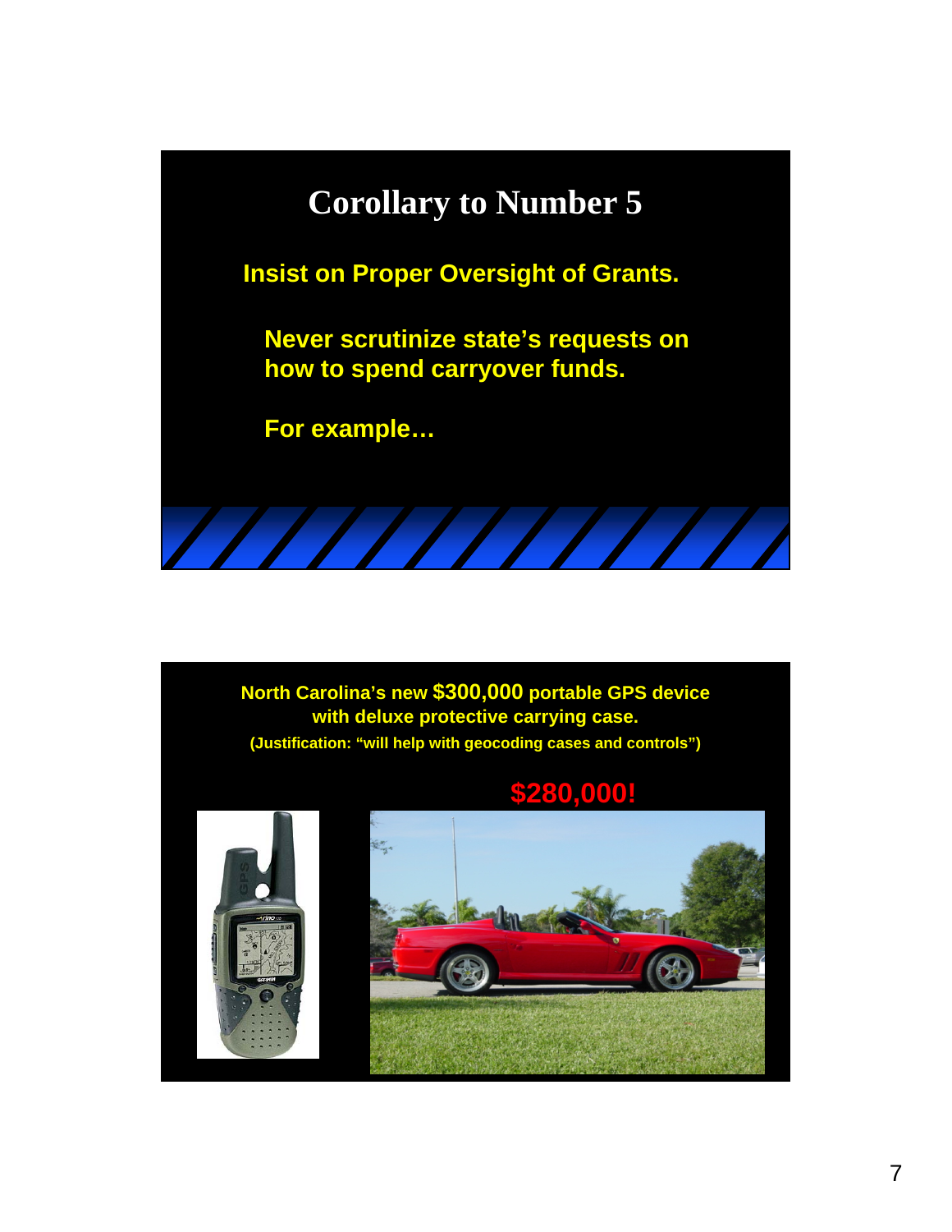## Corollary to Number 5

**Insist on Proper Oversight of Grants.**

**Never scrutinize state's requests on how to spend carryover funds.**

**For example…**

**North Carolina's new $300,000 portable GPS device with deluxe protective carrying case.**

**(Justification: "will help with geocoding cases and controls")**

**$280,000!**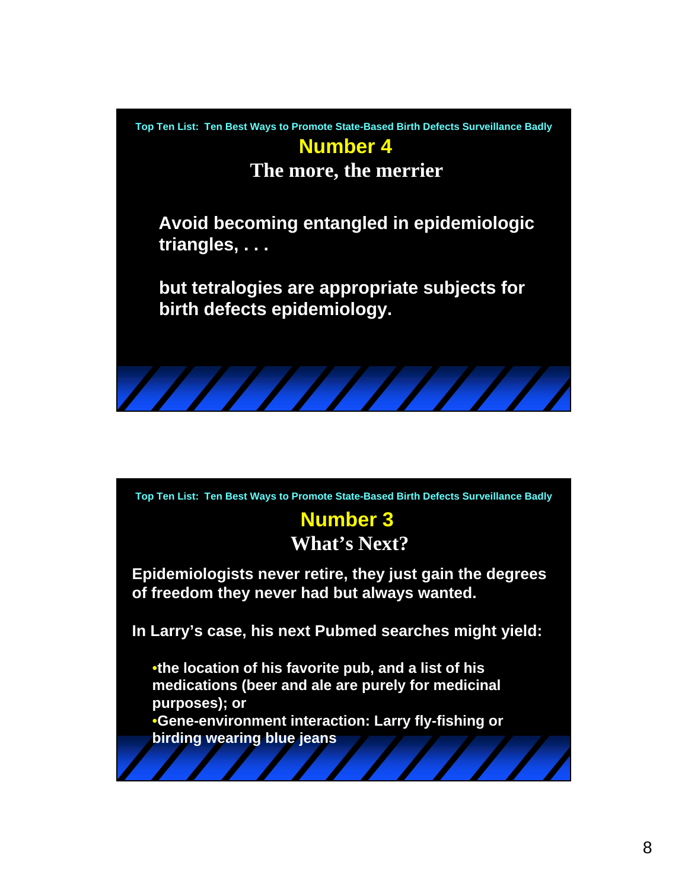Top Ten List: Ten Best Ways to Promote State-Based Birth Defects Surveillance Badly

## Number 4

### The more, the merrier

**Avoid becoming entangled in epidemiologic triangles, . . .**

**but tetralogies are appropriate subjects for birth defects epidemiology.**

Top Ten List: Ten Best Ways to Promote State-Based Birth Defects Surveillance Badly

## Number 3

### What's Next?

**Epidemiologists never retire, they just gain the degrees of freedom they never had but always wanted.**

**In Larry's case, his next Pubmed searches might yield:**

- **the location of his favorite pub, and a list of his medications (beer and ale are purely for medicinal purposes); or**
- **Gene-environment interaction: Larry fly-fishing or birding wearing blue jeans**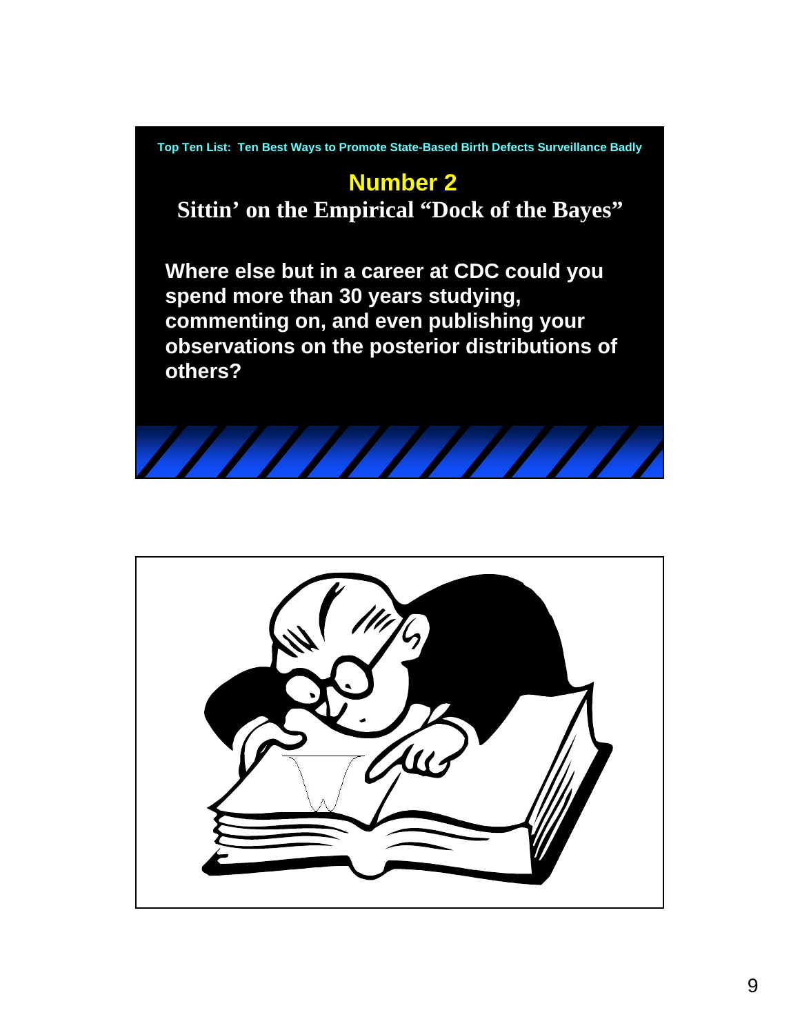Top Ten List: Ten Best Ways to Promote State-Based Birth Defects Surveillance Badly

## Number 2

### Sittin' on the Empirical "Dock of the Bayes"

**Where else but in a career at CDC could you spend more than 30 years studying, commenting on, and even publishing your observations on the posterior distributions of others?**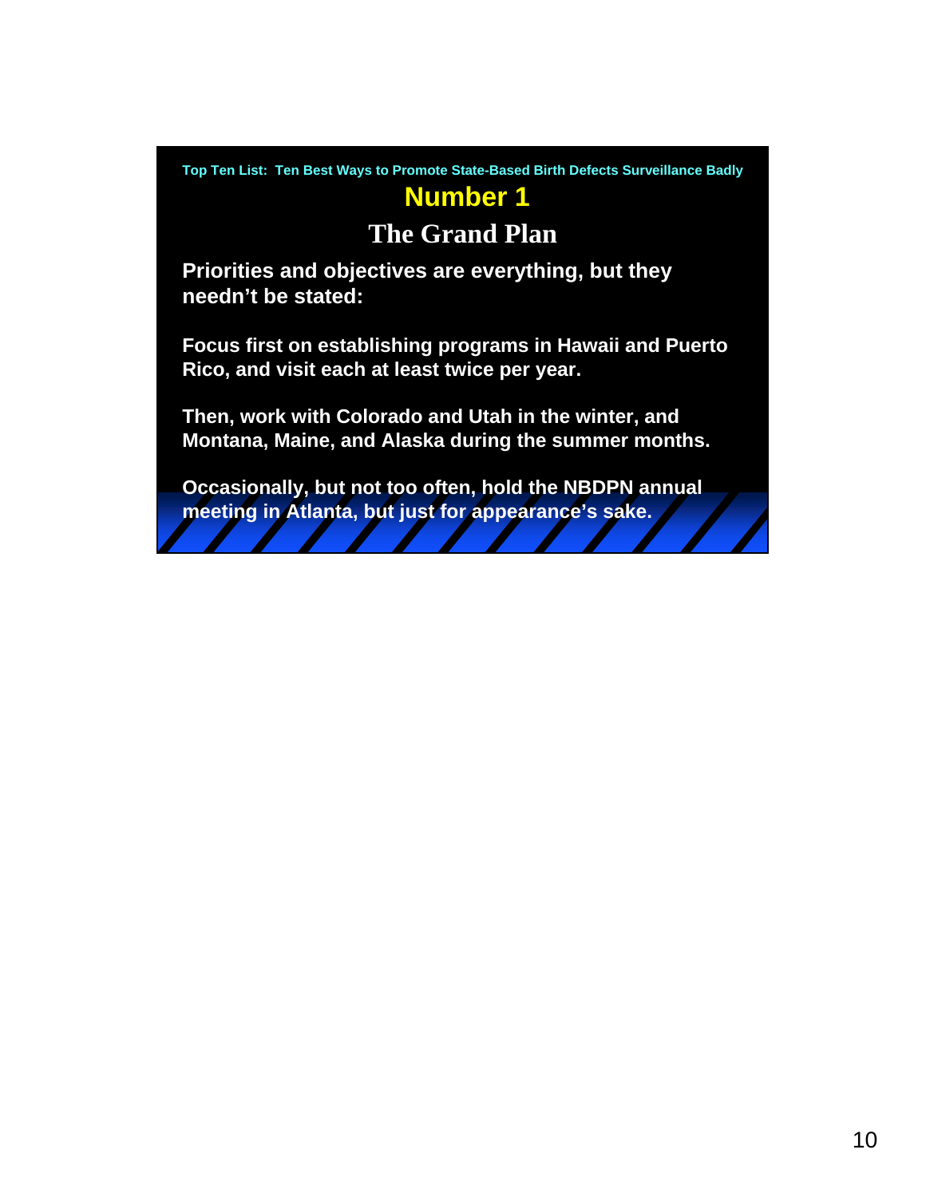Top Ten List: Ten Best Ways to Promote State-Based Birth Defects Surveillance Badly

## Number 1

## The Grand Plan

**Priorities and objectives are everything, but they needn't be stated:**

**Focus first on establishing programs in Hawaii and Puerto Rico, and visit each at least twice per year.**

**Then, work with Colorado and Utah in the winter, and Montana, Maine, and Alaska during the summer months.**

**Occasionally, but not too often, hold the NBDPN annual meeting in Atlanta, but just for appearance's sake.**